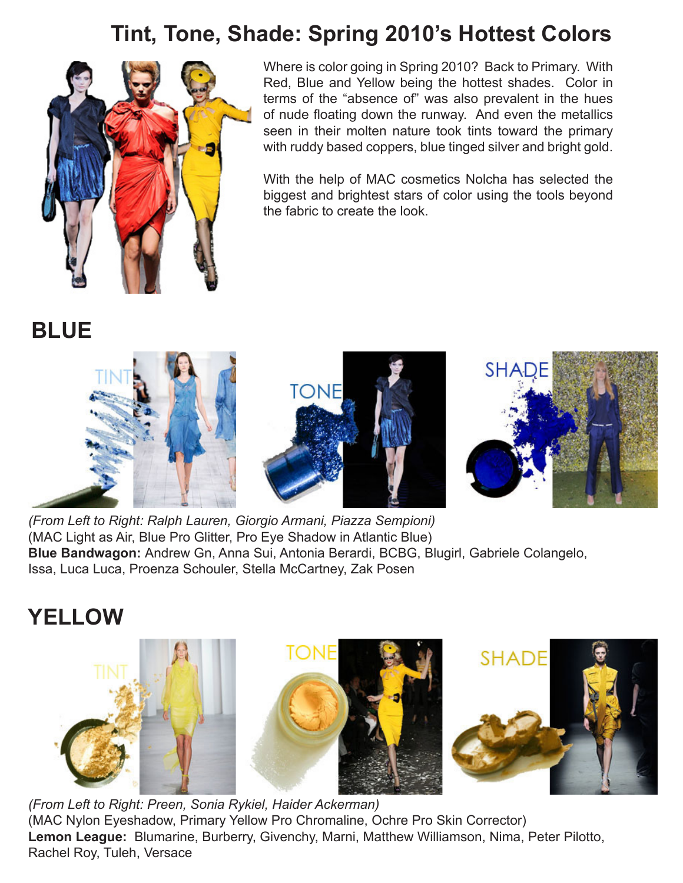# Tint, Tone, Shade: Spring 2010's Hottest Colors

Where is color going in Spring 2010? Back to Primary. With Red, Blue and Yellow being the hottest shades. Color in terms of the "absence of" was also prevalent in the hues of nude floating down the runway. And even the metallics seen in their molten nature took tints toward the primary with ruddy based coppers, blue tinged silver and bright gold.

With the help of MAC cosmetics Nolcha has selected the biggest and brightest stars of color using the tools beyond the fabric to create the look.

## BLUE

*(From Left to Right: Ralph Lauren, Giorgio Armani, Piazza Sempioni)*
(MAC Light as Air, Blue Pro Glitter, Pro Eye Shadow in Atlantic Blue)
**Blue Bandwagon:** Andrew Gn, Anna Sui, Antonia Berardi, BCBG, Blugirl, Gabriele Colangelo, Issa, Luca Luca, Proenza Schouler, Stella McCartney, Zak Posen

## YELLOW

*(From Left to Right: Preen, Sonia Rykiel, Haider Ackerman)*
(MAC Nylon Eyeshadow, Primary Yellow Pro Chromaline, Ochre Pro Skin Corrector)
**Lemon League:** Blumarine, Burberry, Givenchy, Marni, Matthew Williamson, Nima, Peter Pilotto, Rachel Roy, Tuleh, Versace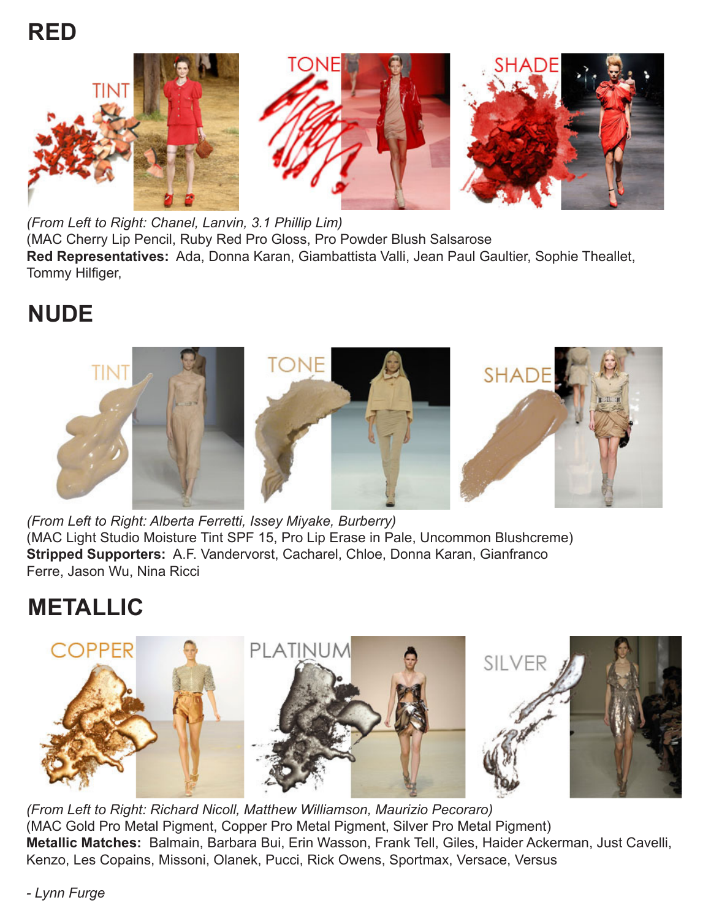## RED

*(From Left to Right: Chanel, Lanvin, 3.1 Phillip Lim)*
(MAC Cherry Lip Pencil, Ruby Red Pro Gloss, Pro Powder Blush Salsarose
**Red Representatives:** Ada, Donna Karan, Giambattista Valli, Jean Paul Gaultier, Sophie Theallet, Tommy Hilfiger,

## NUDE

*(From Left to Right: Alberta Ferretti, Issey Miyake, Burberry)*
(MAC Light Studio Moisture Tint SPF 15, Pro Lip Erase in Pale, Uncommon Blushcreme)
**Stripped Supporters:** A.F. Vandervorst, Cacharel, Chloe, Donna Karan, Gianfranco Ferre, Jason Wu, Nina Ricci

## METALLIC

*(From Left to Right: Richard Nicoll, Matthew Williamson, Maurizio Pecoraro)*
(MAC Gold Pro Metal Pigment, Copper Pro Metal Pigment, Silver Pro Metal Pigment)
**Metallic Matches:** Balmain, Barbara Bui, Erin Wasson, Frank Tell, Giles, Haider Ackerman, Just Cavelli, Kenzo, Les Copains, Missoni, Olanek, Pucci, Rick Owens, Sportmax, Versace, Versus

*- Lynn Furge*